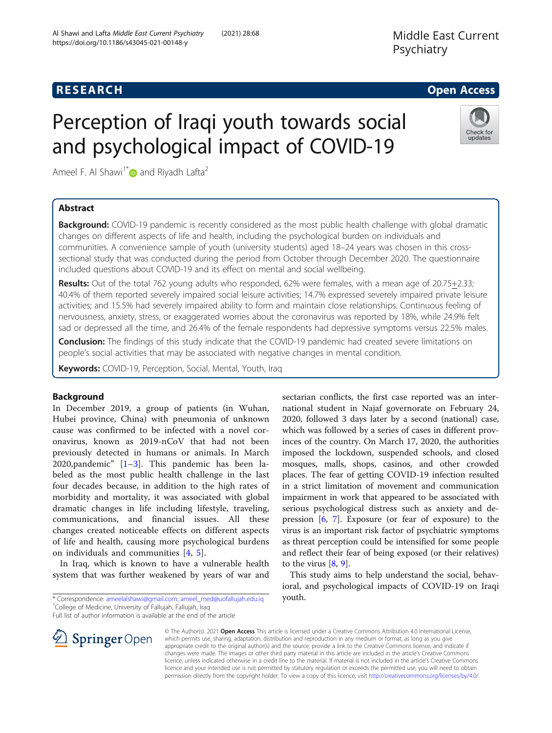# Perception of Iraqi youth towards social and psychological impact of COVID-19

Ameel F. Al Shawi[1*] and Riyadh Lafta[2]

## Abstract

**Background:** COVID-19 pandemic is recently considered as the most public health challenge with global dramatic changes on different aspects of life and health, including the psychological burden on individuals and communities. A convenience sample of youth (university students) aged 18–24 years was chosen in this cross-sectional study that was conducted during the period from October through December 2020. The questionnaire included questions about COVID-19 and its effect on mental and social wellbeing.

**Results:** Out of the total 762 young adults who responded, 62% were females, with a mean age of 20.75±2.33; 40.4% of them reported severely impaired social leisure activities; 14.7% expressed severely impaired private leisure activities; and 15.5% had severely impaired ability to form and maintain close relationships. Continuous feeling of nervousness, anxiety, stress, or exaggerated worries about the coronavirus was reported by 18%, while 24.9% felt sad or depressed all the time, and 26.4% of the female respondents had depressive symptoms versus 22.5% males.

**Conclusion:** The findings of this study indicate that the COVID-19 pandemic had created severe limitations on people's social activities that may be associated with negative changes in mental condition.

**Keywords:** COVID-19, Perception, Social, Mental, Youth, Iraq

## Background

In December 2019, a group of patients (in Wuhan, Hubei province, China) with pneumonia of unknown cause was confirmed to be infected with a novel coronavirus, known as 2019-nCoV that had not been previously detected in humans or animals. In March 2020,pandemic" [1–3]. This pandemic has been labeled as the most public health challenge in the last four decades because, in addition to the high rates of morbidity and mortality, it was associated with global dramatic changes in life including lifestyle, traveling, communications, and financial issues. All these changes created noticeable effects on different aspects of life and health, causing more psychological burdens on individuals and communities [4, 5].

In Iraq, which is known to have a vulnerable health system that was further weakened by years of war and sectarian conflicts, the first case reported was an international student in Najaf governorate on February 24, 2020, followed 3 days later by a second (national) case, which was followed by a series of cases in different provinces of the country. On March 17, 2020, the authorities imposed the lockdown, suspended schools, and closed mosques, malls, shops, casinos, and other crowded places. The fear of getting COVID-19 infection resulted in a strict limitation of movement and communication impairment in work that appeared to be associated with serious psychological distress such as anxiety and depression [6, 7]. Exposure (or fear of exposure) to the virus is an important risk factor of psychiatric symptoms as threat perception could be intensified for some people and reflect their fear of being exposed (or their relatives) to the virus [8, 9].

This study aims to help understand the social, behavioral, and psychological impacts of COVID-19 on Iraqi youth.

\* Correspondence: ameelalshawi@gmail.com; ameel_med@uofallujah.edu.iq
[1]College of Medicine, University of Fallujah, Fallujah, Iraq
Full list of author information is available at the end of the article

© The Author(s). 2021 **Open Access** This article is licensed under a Creative Commons Attribution 4.0 International License, which permits use, sharing, adaptation, distribution and reproduction in any medium or format, as long as you give appropriate credit to the original author(s) and the source, provide a link to the Creative Commons licence, and indicate if changes were made. The images or other third party material in this article are included in the article's Creative Commons licence, unless indicated otherwise in a credit line to the material. If material is not included in the article's Creative Commons licence and your intended use is not permitted by statutory regulation or exceeds the permitted use, you will need to obtain permission directly from the copyright holder. To view a copy of this licence, visit http://creativecommons.org/licenses/by/4.0/.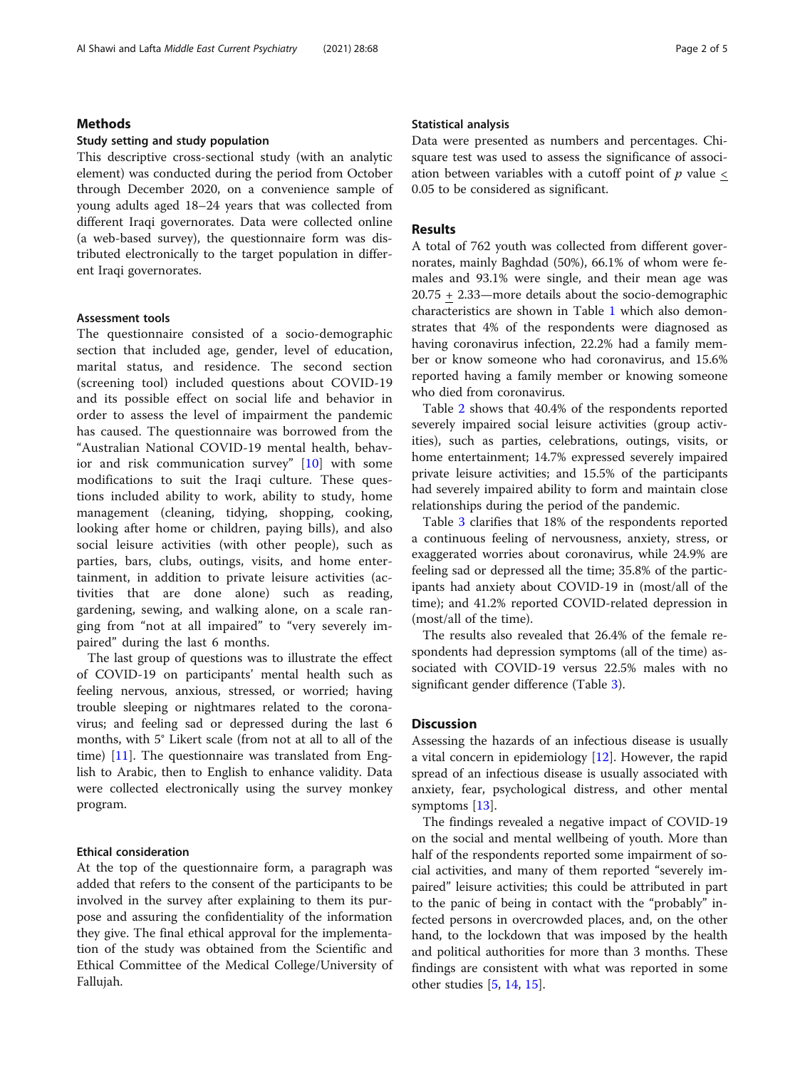## Methods

### Study setting and study population

This descriptive cross-sectional study (with an analytic element) was conducted during the period from October through December 2020, on a convenience sample of young adults aged 18–24 years that was collected from different Iraqi governorates. Data were collected online (a web-based survey), the questionnaire form was distributed electronically to the target population in different Iraqi governorates.

### Assessment tools

The questionnaire consisted of a socio-demographic section that included age, gender, level of education, marital status, and residence. The second section (screening tool) included questions about COVID-19 and its possible effect on social life and behavior in order to assess the level of impairment the pandemic has caused. The questionnaire was borrowed from the "Australian National COVID-19 mental health, behavior and risk communication survey" [10] with some modifications to suit the Iraqi culture. These questions included ability to work, ability to study, home management (cleaning, tidying, shopping, cooking, looking after home or children, paying bills), and also social leisure activities (with other people), such as parties, bars, clubs, outings, visits, and home entertainment, in addition to private leisure activities (activities that are done alone) such as reading, gardening, sewing, and walking alone, on a scale ranging from "not at all impaired" to "very severely impaired" during the last 6 months.

The last group of questions was to illustrate the effect of COVID-19 on participants' mental health such as feeling nervous, anxious, stressed, or worried; having trouble sleeping or nightmares related to the coronavirus; and feeling sad or depressed during the last 6 months, with 5° Likert scale (from not at all to all of the time) [11]. The questionnaire was translated from English to Arabic, then to English to enhance validity. Data were collected electronically using the survey monkey program.

### Ethical consideration

At the top of the questionnaire form, a paragraph was added that refers to the consent of the participants to be involved in the survey after explaining to them its purpose and assuring the confidentiality of the information they give. The final ethical approval for the implementation of the study was obtained from the Scientific and Ethical Committee of the Medical College/University of Fallujah.

### Statistical analysis

Data were presented as numbers and percentages. Chi-square test was used to assess the significance of association between variables with a cutoff point of $p$ value $\leq 0.05$ to be considered as significant.

## Results

A total of 762 youth was collected from different governorates, mainly Baghdad (50%), 66.1% of whom were females and 93.1% were single, and their mean age was $20.75 \pm 2.33$—more details about the socio-demographic characteristics are shown in Table 1 which also demonstrates that 4% of the respondents were diagnosed as having coronavirus infection, 22.2% had a family member or know someone who had coronavirus, and 15.6% reported having a family member or knowing someone who died from coronavirus.

Table 2 shows that 40.4% of the respondents reported severely impaired social leisure activities (group activities), such as parties, celebrations, outings, visits, or home entertainment; 14.7% expressed severely impaired private leisure activities; and 15.5% of the participants had severely impaired ability to form and maintain close relationships during the period of the pandemic.

Table 3 clarifies that 18% of the respondents reported a continuous feeling of nervousness, anxiety, stress, or exaggerated worries about coronavirus, while 24.9% are feeling sad or depressed all the time; 35.8% of the participants had anxiety about COVID-19 in (most/all of the time); and 41.2% reported COVID-related depression in (most/all of the time).

The results also revealed that 26.4% of the female respondents had depression symptoms (all of the time) associated with COVID-19 versus 22.5% males with no significant gender difference (Table 3).

## Discussion

Assessing the hazards of an infectious disease is usually a vital concern in epidemiology [12]. However, the rapid spread of an infectious disease is usually associated with anxiety, fear, psychological distress, and other mental symptoms [13].

The findings revealed a negative impact of COVID-19 on the social and mental wellbeing of youth. More than half of the respondents reported some impairment of social activities, and many of them reported "severely impaired" leisure activities; this could be attributed in part to the panic of being in contact with the "probably" infected persons in overcrowded places, and, on the other hand, to the lockdown that was imposed by the health and political authorities for more than 3 months. These findings are consistent with what was reported in some other studies [5, 14, 15].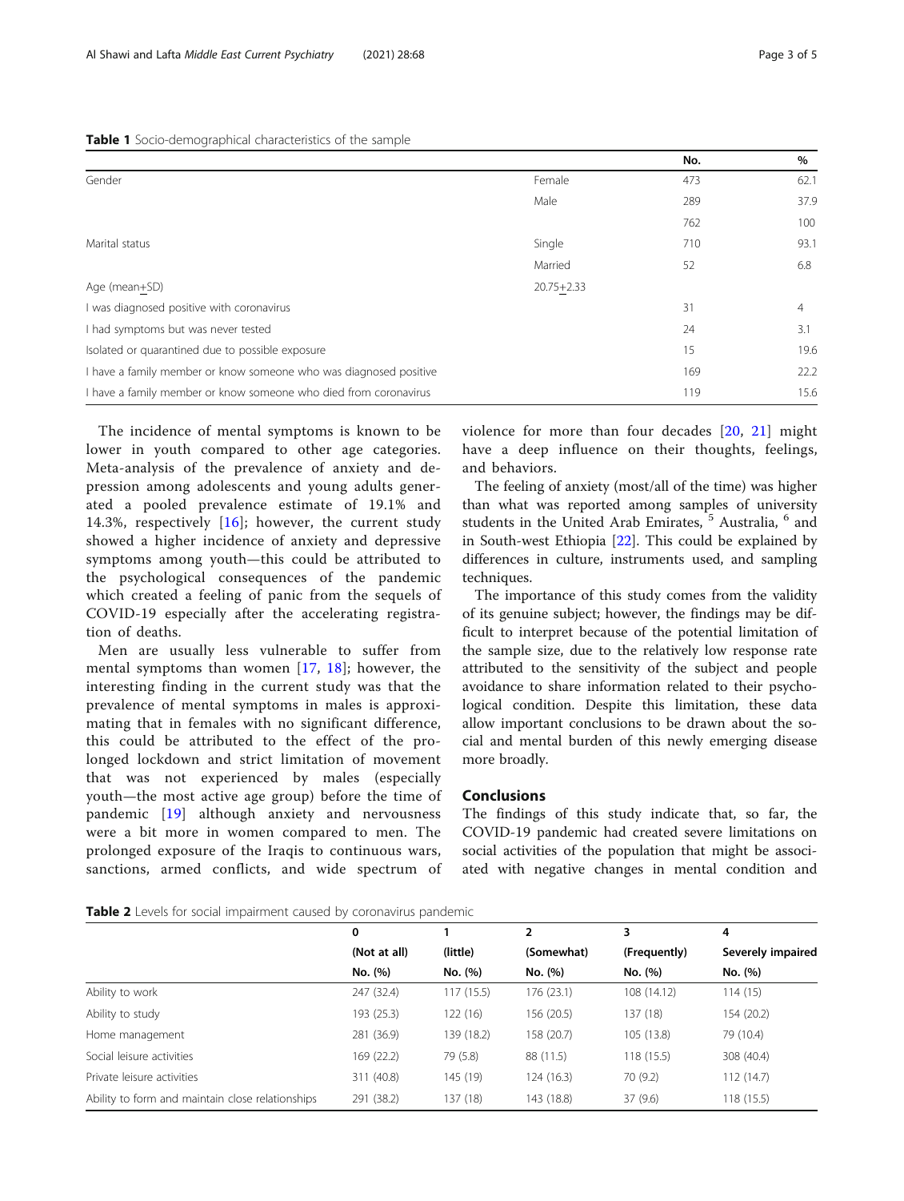**Table 1** Socio-demographical characteristics of the sample

| | | No. | % |
|---|---|---|---|
| Gender | Female | 473 | 62.1 |
| | Male | 289 | 37.9 |
| | | 762 | 100 |
| Marital status | Single | 710 | 93.1 |
| | Married | 52 | 6.8 |
| Age (mean+SD) | 20.75+2.33 | | |
| I was diagnosed positive with coronavirus | | 31 | 4 |
| I had symptoms but was never tested | | 24 | 3.1 |
| Isolated or quarantined due to possible exposure | | 15 | 19.6 |
| I have a family member or know someone who was diagnosed positive | | 169 | 22.2 |
| I have a family member or know someone who died from coronavirus | | 119 | 15.6 |

The incidence of mental symptoms is known to be lower in youth compared to other age categories. Meta-analysis of the prevalence of anxiety and depression among adolescents and young adults generated a pooled prevalence estimate of 19.1% and 14.3%, respectively [16]; however, the current study showed a higher incidence of anxiety and depressive symptoms among youth—this could be attributed to the psychological consequences of the pandemic which created a feeling of panic from the sequels of COVID-19 especially after the accelerating registration of deaths.

Men are usually less vulnerable to suffer from mental symptoms than women [17, 18]; however, the interesting finding in the current study was that the prevalence of mental symptoms in males is approximating that in females with no significant difference, this could be attributed to the effect of the prolonged lockdown and strict limitation of movement that was not experienced by males (especially youth—the most active age group) before the time of pandemic [19] although anxiety and nervousness were a bit more in women compared to men. The prolonged exposure of the Iraqis to continuous wars, sanctions, armed conflicts, and wide spectrum of violence for more than four decades [20, 21] might have a deep influence on their thoughts, feelings, and behaviors.

The feeling of anxiety (most/all of the time) was higher than what was reported among samples of university students in the United Arab Emirates, [5] Australia, [6] and in South-west Ethiopia [22]. This could be explained by differences in culture, instruments used, and sampling techniques.

The importance of this study comes from the validity of its genuine subject; however, the findings may be difficult to interpret because of the potential limitation of the sample size, due to the relatively low response rate attributed to the sensitivity of the subject and people avoidance to share information related to their psychological condition. Despite this limitation, these data allow important conclusions to be drawn about the social and mental burden of this newly emerging disease more broadly.

## Conclusions

The findings of this study indicate that, so far, the COVID-19 pandemic had created severe limitations on social activities of the population that might be associated with negative changes in mental condition and

**Table 2** Levels for social impairment caused by coronavirus pandemic

| | 0 (Not at all) No. (%) | 1 (little) No. (%) | 2 (Somewhat) No. (%) | 3 (Frequently) No. (%) | 4 Severely impaired No. (%) |
|---|---|---|---|---|---|
| Ability to work | 247 (32.4) | 117 (15.5) | 176 (23.1) | 108 (14.12) | 114 (15) |
| Ability to study | 193 (25.3) | 122 (16) | 156 (20.5) | 137 (18) | 154 (20.2) |
| Home management | 281 (36.9) | 139 (18.2) | 158 (20.7) | 105 (13.8) | 79 (10.4) |
| Social leisure activities | 169 (22.2) | 79 (5.8) | 88 (11.5) | 118 (15.5) | 308 (40.4) |
| Private leisure activities | 311 (40.8) | 145 (19) | 124 (16.3) | 70 (9.2) | 112 (14.7) |
| Ability to form and maintain close relationships | 291 (38.2) | 137 (18) | 143 (18.8) | 37 (9.6) | 118 (15.5) |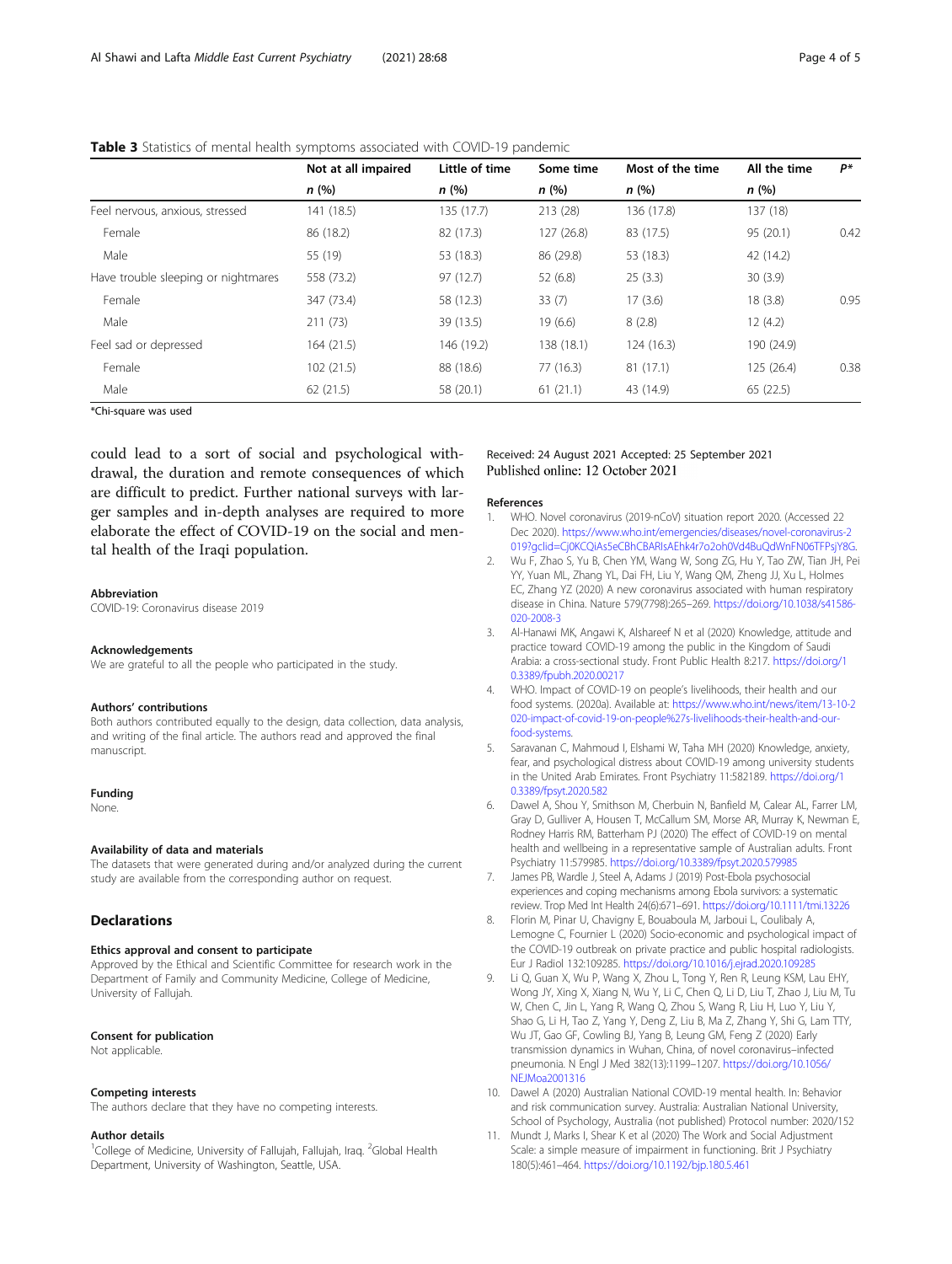**Table 3** Statistics of mental health symptoms associated with COVID-19 pandemic

| | Not at all impaired | Little of time | Some time | Most of the time | All the time | P* |
|---|---|---|---|---|---|---|
| | n (%) | n (%) | n (%) | n (%) | n (%) | |
| Feel nervous, anxious, stressed | 141 (18.5) | 135 (17.7) | 213 (28) | 136 (17.8) | 137 (18) | |
| Female | 86 (18.2) | 82 (17.3) | 127 (26.8) | 83 (17.5) | 95 (20.1) | 0.42 |
| Male | 55 (19) | 53 (18.3) | 86 (29.8) | 53 (18.3) | 42 (14.2) | |
| Have trouble sleeping or nightmares | 558 (73.2) | 97 (12.7) | 52 (6.8) | 25 (3.3) | 30 (3.9) | |
| Female | 347 (73.4) | 58 (12.3) | 33 (7) | 17 (3.6) | 18 (3.8) | 0.95 |
| Male | 211 (73) | 39 (13.5) | 19 (6.6) | 8 (2.8) | 12 (4.2) | |
| Feel sad or depressed | 164 (21.5) | 146 (19.2) | 138 (18.1) | 124 (16.3) | 190 (24.9) | |
| Female | 102 (21.5) | 88 (18.6) | 77 (16.3) | 81 (17.1) | 125 (26.4) | 0.38 |
| Male | 62 (21.5) | 58 (20.1) | 61 (21.1) | 43 (14.9) | 65 (22.5) | |

*Chi-square was used

could lead to a sort of social and psychological withdrawal, the duration and remote consequences of which are difficult to predict. Further national surveys with larger samples and in-depth analyses are required to more elaborate the effect of COVID-19 on the social and mental health of the Iraqi population.

#### Abbreviation
COVID-19: Coronavirus disease 2019

#### Acknowledgements
We are grateful to all the people who participated in the study.

#### Authors' contributions
Both authors contributed equally to the design, data collection, data analysis, and writing of the final article. The authors read and approved the final manuscript.

#### Funding
None.

#### Availability of data and materials
The datasets that were generated during and/or analyzed during the current study are available from the corresponding author on request.

## Declarations

#### Ethics approval and consent to participate
Approved by the Ethical and Scientific Committee for research work in the Department of Family and Community Medicine, College of Medicine, University of Fallujah.

#### Consent for publication
Not applicable.

#### Competing interests
The authors declare that they have no competing interests.

#### Author details
[1]College of Medicine, University of Fallujah, Fallujah, Iraq. [2]Global Health Department, University of Washington, Seattle, USA.

Received: 24 August 2021 Accepted: 25 September 2021
Published online: 12 October 2021

#### References
1. WHO. Novel coronavirus (2019-nCoV) situation report 2020. (Accessed 22 Dec 2020). https://www.who.int/emergencies/diseases/novel-coronavirus-2019?gclid=Cj0KCQiAs5eCBhCBARIsAEhk4r7o2oh0Vd4BuQdWnFN06TFPsjY8G.
2. Wu F, Zhao S, Yu B, Chen YM, Wang W, Song ZG, Hu Y, Tao ZW, Tian JH, Pei YY, Yuan ML, Zhang YL, Dai FH, Liu Y, Wang QM, Zheng JJ, Xu L, Holmes EC, Zhang YZ (2020) A new coronavirus associated with human respiratory disease in China. Nature 579(7798):265–269. https://doi.org/10.1038/s41586-020-2008-3
3. Al-Hanawi MK, Angawi K, Alshareef N et al (2020) Knowledge, attitude and practice toward COVID-19 among the public in the Kingdom of Saudi Arabia: a cross-sectional study. Front Public Health 8:217. https://doi.org/10.3389/fpubh.2020.00217
4. WHO. Impact of COVID-19 on people's livelihoods, their health and our food systems. (2020a). Available at: https://www.who.int/news/item/13-10-2020-impact-of-covid-19-on-people%27s-livelihoods-their-health-and-our-food-systems.
5. Saravanan C, Mahmoud I, Elshami W, Taha MH (2020) Knowledge, anxiety, fear, and psychological distress about COVID-19 among university students in the United Arab Emirates. Front Psychiatry 11:582189. https://doi.org/10.3389/fpsyt.2020.582
6. Dawel A, Shou Y, Smithson M, Cherbuin N, Banfield M, Calear AL, Farrer LM, Gray D, Gulliver A, Housen T, McCallum SM, Morse AR, Murray K, Newman E, Rodney Harris RM, Batterham PJ (2020) The effect of COVID-19 on mental health and wellbeing in a representative sample of Australian adults. Front Psychiatry 11:579985. https://doi.org/10.3389/fpsyt.2020.579985
7. James PB, Wardle J, Steel A, Adams J (2019) Post-Ebola psychosocial experiences and coping mechanisms among Ebola survivors: a systematic review. Trop Med Int Health 24(6):671–691. https://doi.org/10.1111/tmi.13226
8. Florin M, Pinar U, Chavigny E, Bouaboula M, Jarboui L, Coulibaly A, Lemogne C, Fournier L (2020) Socio-economic and psychological impact of the COVID-19 outbreak on private practice and public hospital radiologists. Eur J Radiol 132:109285. https://doi.org/10.1016/j.ejrad.2020.109285
9. Li Q, Guan X, Wu P, Wang X, Zhou L, Tong Y, Ren R, Leung KSM, Lau EHY, Wong JY, Xing X, Xiang N, Wu Y, Li C, Chen Q, Li D, Liu T, Zhao J, Liu M, Tu W, Chen C, Jin L, Yang R, Wang Q, Zhou S, Wang R, Liu H, Luo Y, Liu Y, Shao G, Li H, Tao Z, Yang Y, Deng Z, Liu B, Ma Z, Zhang Y, Shi G, Lam TTY, Wu JT, Gao GF, Cowling BJ, Yang B, Leung GM, Feng Z (2020) Early transmission dynamics in Wuhan, China, of novel coronavirus–infected pneumonia. N Engl J Med 382(13):1199–1207. https://doi.org/10.1056/NEJMoa2001316
10. Dawel A (2020) Australian National COVID-19 mental health. In: Behavior and risk communication survey. Australia: Australian National University, School of Psychology, Australia (not published) Protocol number: 2020/152
11. Mundt J, Marks I, Shear K et al (2020) The Work and Social Adjustment Scale: a simple measure of impairment in functioning. Brit J Psychiatry 180(5):461–464. https://doi.org/10.1192/bjp.180.5.461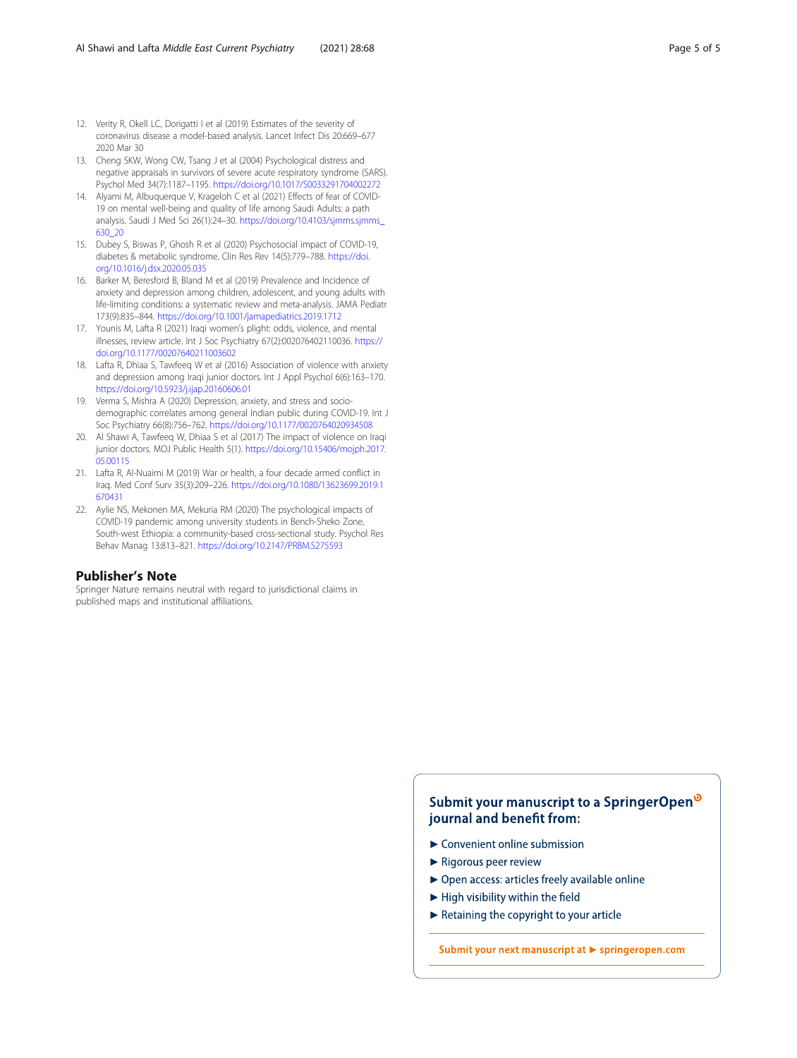12. Verity R, Okell LC, Dorigatti I et al (2019) Estimates of the severity of coronavirus disease a model-based analysis. Lancet Infect Dis 20:669–677 2020 Mar 30
13. Cheng SKW, Wong CW, Tsang J et al (2004) Psychological distress and negative appraisals in survivors of severe acute respiratory syndrome (SARS). Psychol Med 34(7):1187–1195. https://doi.org/10.1017/S0033291704002272
14. Alyami M, Albuquerque V, Krageloh C et al (2021) Effects of fear of COVID-19 on mental well-being and quality of life among Saudi Adults: a path analysis. Saudi J Med Sci 26(1):24–30. https://doi.org/10.4103/sjmms.sjmms_630_20
15. Dubey S, Biswas P, Ghosh R et al (2020) Psychosocial impact of COVID-19, diabetes & metabolic syndrome. Clin Res Rev 14(5):779–788. https://doi.org/10.1016/j.dsx.2020.05.035
16. Barker M, Beresford B, Bland M et al (2019) Prevalence and Incidence of anxiety and depression among children, adolescent, and young adults with life-limiting conditions: a systematic review and meta-analysis. JAMA Pediatr 173(9):835–844. https://doi.org/10.1001/jamapediatrics.2019.1712
17. Younis M, Lafta R (2021) Iraqi women's plight: odds, violence, and mental illnesses, review article. Int J Soc Psychiatry 67(2):002076402110036. https://doi.org/10.1177/00207640211003602
18. Lafta R, Dhiaa S, Tawfeeq W et al (2016) Association of violence with anxiety and depression among Iraqi junior doctors. Int J Appl Psychol 6(6):163–170. https://doi.org/10.5923/j.ijap.20160606.01
19. Verma S, Mishra A (2020) Depression, anxiety, and stress and socio-demographic correlates among general Indian public during COVID-19. Int J Soc Psychiatry 66(8):756–762. https://doi.org/10.1177/0020764020934508
20. Al Shawi A, Tawfeeq W, Dhiaa S et al (2017) The impact of violence on Iraqi junior doctors. MOJ Public Health 5(1). https://doi.org/10.15406/mojph.2017.05.00115
21. Lafta R, Al-Nuaimi M (2019) War or health, a four decade armed conflict in Iraq. Med Conf Surv 35(3):209–226. https://doi.org/10.1080/13623699.2019.1670431
22. Aylie NS, Mekonen MA, Mekuria RM (2020) The psychological impacts of COVID-19 pandemic among university students in Bench-Sheko Zone, South-west Ethiopia: a community-based cross-sectional study. Psychol Res Behav Manag 13:813–821. https://doi.org/10.2147/PRBM.S275593

## Publisher's Note

Springer Nature remains neutral with regard to jurisdictional claims in published maps and institutional affiliations.

**Submit your manuscript to a SpringerOpen journal and benefit from:**

- Convenient online submission
- Rigorous peer review
- Open access: articles freely available online
- High visibility within the field
- Retaining the copyright to your article

**Submit your next manuscript at ▶ springeropen.com**